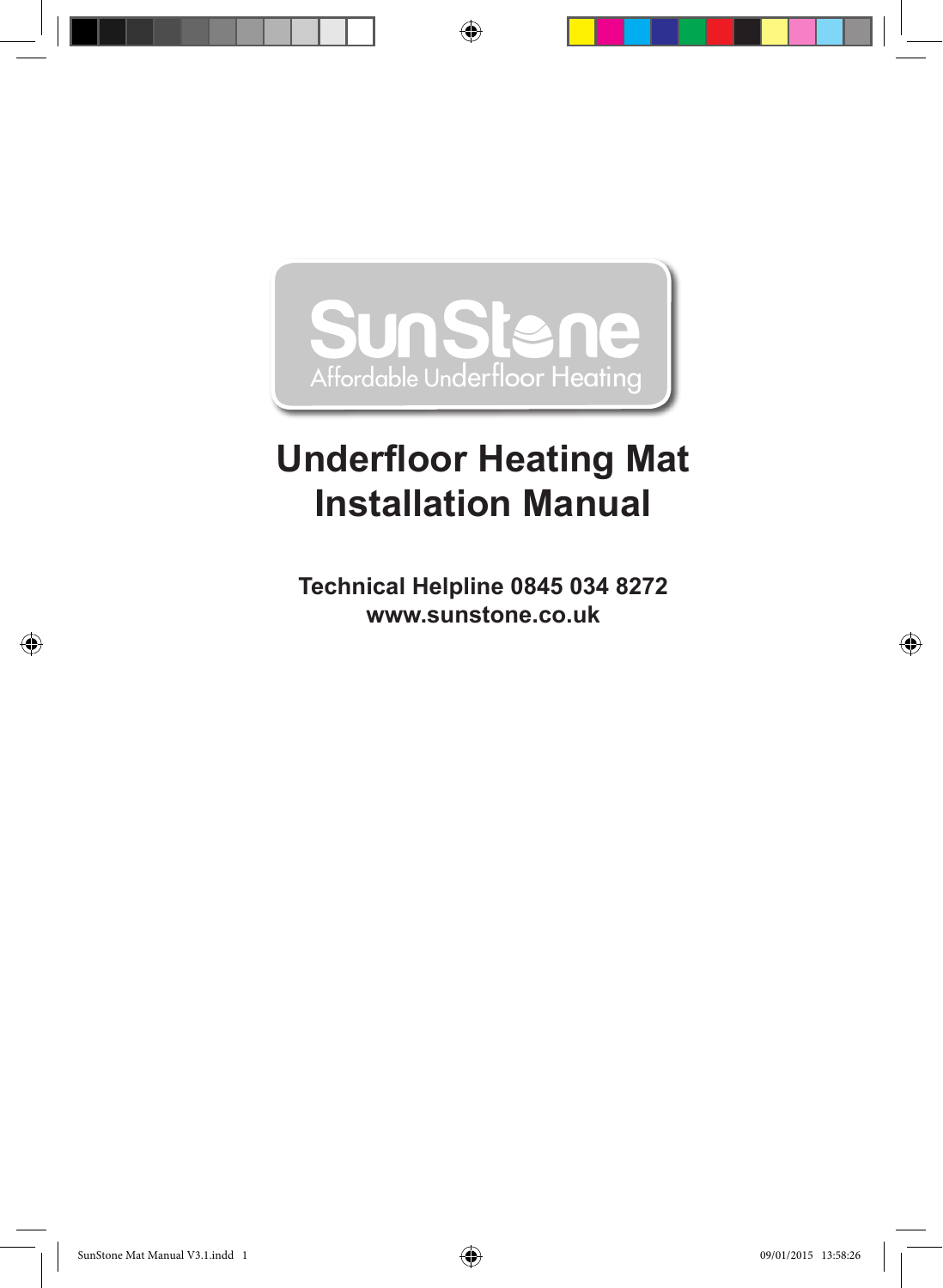SunStone

Affordable Underfloor Heating

# Underfloor Heating Mat Installation Manual

**Technical Helpline 0845 034 8272**
**www.sunstone.co.uk**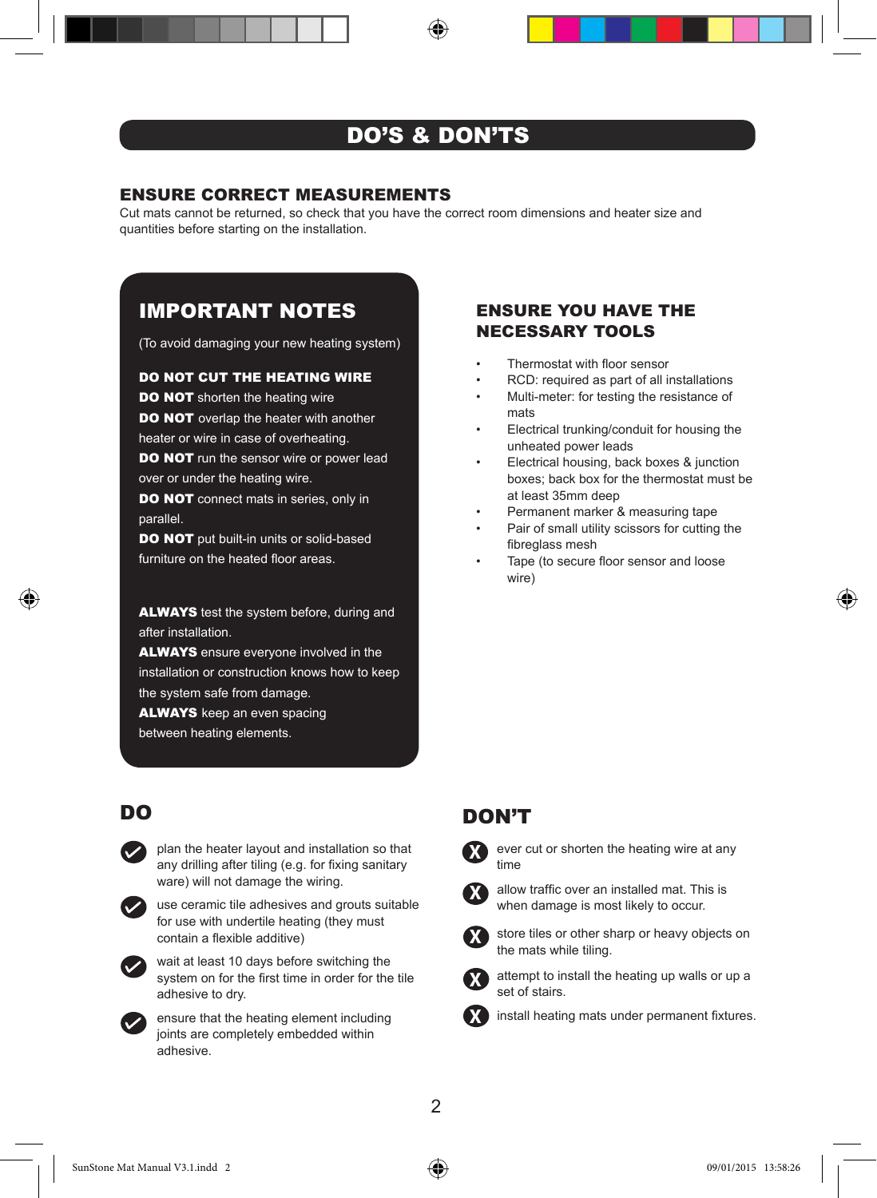# DO'S & DON'TS

## ENSURE CORRECT MEASUREMENTS

Cut mats cannot be returned, so check that you have the correct room dimensions and heater size and quantities before starting on the installation.

## IMPORTANT NOTES

(To avoid damaging your new heating system)

**DO NOT CUT THE HEATING WIRE**
**DO NOT** shorten the heating wire
**DO NOT** overlap the heater with another heater or wire in case of overheating.
**DO NOT** run the sensor wire or power lead over or under the heating wire.
**DO NOT** connect mats in series, only in parallel.
**DO NOT** put built-in units or solid-based furniture on the heated floor areas.

**ALWAYS** test the system before, during and after installation.
**ALWAYS** ensure everyone involved in the installation or construction knows how to keep the system safe from damage.
**ALWAYS** keep an even spacing between heating elements.

## ENSURE YOU HAVE THE NECESSARY TOOLS

- Thermostat with floor sensor
- RCD: required as part of all installations
- Multi-meter: for testing the resistance of mats
- Electrical trunking/conduit for housing the unheated power leads
- Electrical housing, back boxes & junction boxes; back box for the thermostat must be at least 35mm deep
- Permanent marker & measuring tape
- Pair of small utility scissors for cutting the fibreglass mesh
- Tape (to secure floor sensor and loose wire)

## DO

- ✔ plan the heater layout and installation so that any drilling after tiling (e.g. for fixing sanitary ware) will not damage the wiring.
- ✔ use ceramic tile adhesives and grouts suitable for use with undertile heating (they must contain a flexible additive)
- ✔ wait at least 10 days before switching the system on for the first time in order for the tile adhesive to dry.
- ✔ ensure that the heating element including joints are completely embedded within adhesive.

## DON'T

- ✘ ever cut or shorten the heating wire at any time
- ✘ allow traffic over an installed mat. This is when damage is most likely to occur.
- ✘ store tiles or other sharp or heavy objects on the mats while tiling.
- ✘ attempt to install the heating up walls or up a set of stairs.
- ✘ install heating mats under permanent fixtures.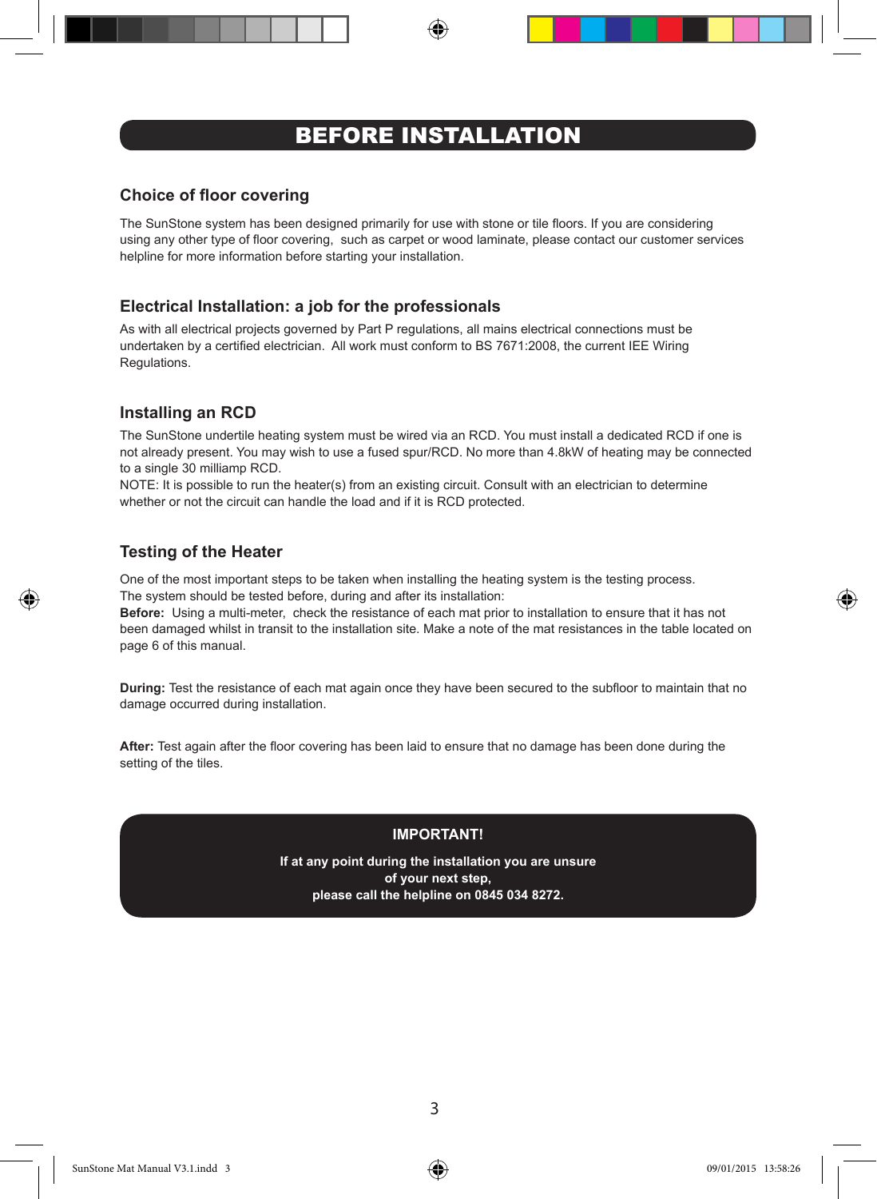# BEFORE INSTALLATION

## Choice of floor covering

The SunStone system has been designed primarily for use with stone or tile floors. If you are considering using any other type of floor covering, such as carpet or wood laminate, please contact our customer services helpline for more information before starting your installation.

## Electrical Installation: a job for the professionals

As with all electrical projects governed by Part P regulations, all mains electrical connections must be undertaken by a certified electrician. All work must conform to BS 7671:2008, the current IEE Wiring Regulations.

## Installing an RCD

The SunStone undertile heating system must be wired via an RCD. You must install a dedicated RCD if one is not already present. You may wish to use a fused spur/RCD. No more than 4.8kW of heating may be connected to a single 30 milliamp RCD.
NOTE: It is possible to run the heater(s) from an existing circuit. Consult with an electrician to determine whether or not the circuit can handle the load and if it is RCD protected.

## Testing of the Heater

One of the most important steps to be taken when installing the heating system is the testing process. The system should be tested before, during and after its installation:
**Before:** Using a multi-meter, check the resistance of each mat prior to installation to ensure that it has not been damaged whilst in transit to the installation site. Make a note of the mat resistances in the table located on page 6 of this manual.

**During:** Test the resistance of each mat again once they have been secured to the subfloor to maintain that no damage occurred during installation.

**After:** Test again after the floor covering has been laid to ensure that no damage has been done during the setting of the tiles.

**IMPORTANT!**

**If at any point during the installation you are unsure of your next step, please call the helpline on 0845 034 8272.**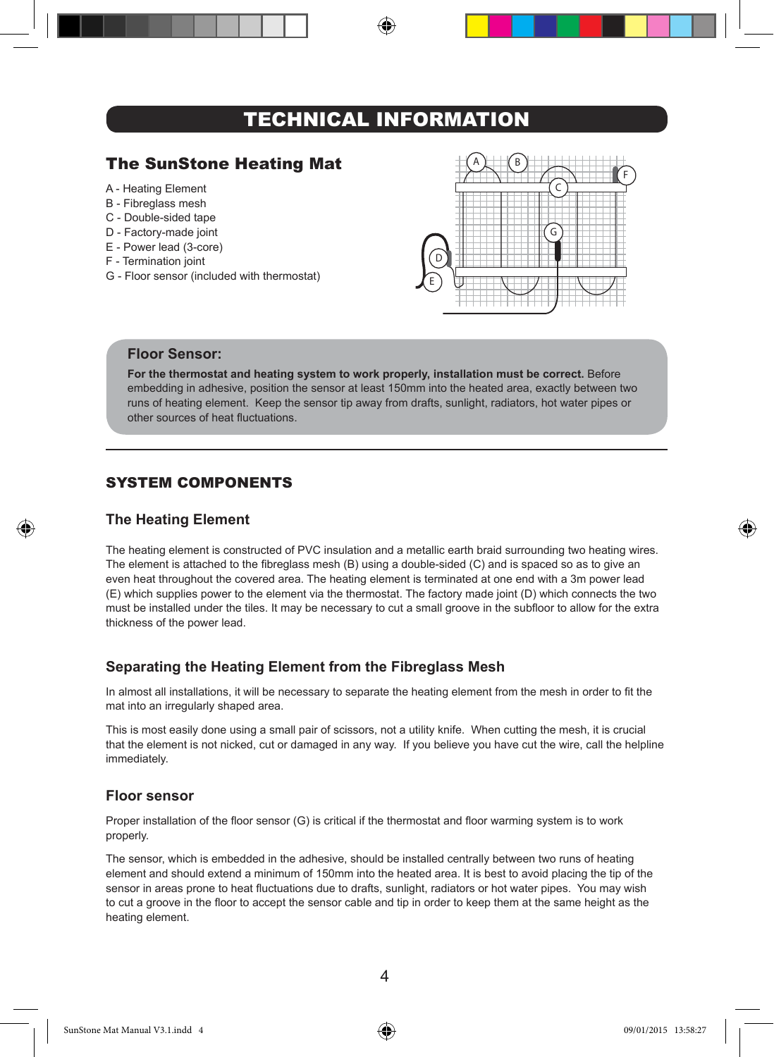# TECHNICAL INFORMATION

## The SunStone Heating Mat

A - Heating Element
B - Fibreglass mesh
C - Double-sided tape
D - Factory-made joint
E - Power lead (3-core)
F - Termination joint
G - Floor sensor (included with thermostat)

### Floor Sensor:

**For the thermostat and heating system to work properly, installation must be correct.** Before embedding in adhesive, position the sensor at least 150mm into the heated area, exactly between two runs of heating element. Keep the sensor tip away from drafts, sunlight, radiators, hot water pipes or other sources of heat fluctuations.

---

## SYSTEM COMPONENTS

### The Heating Element

The heating element is constructed of PVC insulation and a metallic earth braid surrounding two heating wires. The element is attached to the fibreglass mesh (B) using a double-sided (C) and is spaced so as to give an even heat throughout the covered area. The heating element is terminated at one end with a 3m power lead (E) which supplies power to the element via the thermostat. The factory made joint (D) which connects the two must be installed under the tiles. It may be necessary to cut a small groove in the subfloor to allow for the extra thickness of the power lead.

### Separating the Heating Element from the Fibreglass Mesh

In almost all installations, it will be necessary to separate the heating element from the mesh in order to fit the mat into an irregularly shaped area.

This is most easily done using a small pair of scissors, not a utility knife. When cutting the mesh, it is crucial that the element is not nicked, cut or damaged in any way. If you believe you have cut the wire, call the helpline immediately.

### Floor sensor

Proper installation of the floor sensor (G) is critical if the thermostat and floor warming system is to work properly.

The sensor, which is embedded in the adhesive, should be installed centrally between two runs of heating element and should extend a minimum of 150mm into the heated area. It is best to avoid placing the tip of the sensor in areas prone to heat fluctuations due to drafts, sunlight, radiators or hot water pipes. You may wish to cut a groove in the floor to accept the sensor cable and tip in order to keep them at the same height as the heating element.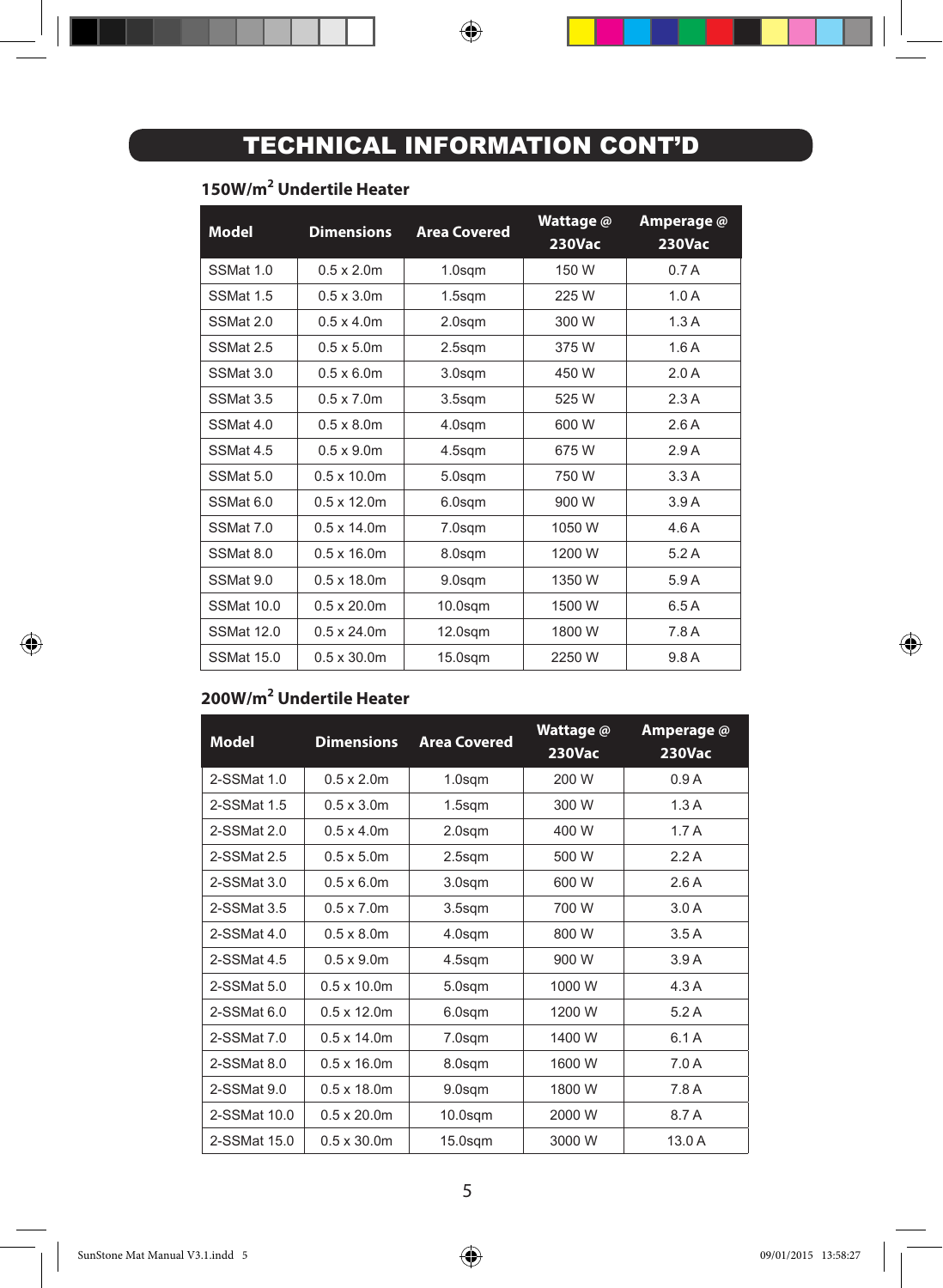# TECHNICAL INFORMATION CONT'D

## 150W/m$^2$ Undertile Heater

| Model | Dimensions | Area Covered | Wattage @ 230Vac | Amperage @ 230Vac |
|---|---|---|---|---|
| SSMat 1.0 | 0.5 x 2.0m | 1.0sqm | 150 W | 0.7 A |
| SSMat 1.5 | 0.5 x 3.0m | 1.5sqm | 225 W | 1.0 A |
| SSMat 2.0 | 0.5 x 4.0m | 2.0sqm | 300 W | 1.3 A |
| SSMat 2.5 | 0.5 x 5.0m | 2.5sqm | 375 W | 1.6 A |
| SSMat 3.0 | 0.5 x 6.0m | 3.0sqm | 450 W | 2.0 A |
| SSMat 3.5 | 0.5 x 7.0m | 3.5sqm | 525 W | 2.3 A |
| SSMat 4.0 | 0.5 x 8.0m | 4.0sqm | 600 W | 2.6 A |
| SSMat 4.5 | 0.5 x 9.0m | 4.5sqm | 675 W | 2.9 A |
| SSMat 5.0 | 0.5 x 10.0m | 5.0sqm | 750 W | 3.3 A |
| SSMat 6.0 | 0.5 x 12.0m | 6.0sqm | 900 W | 3.9 A |
| SSMat 7.0 | 0.5 x 14.0m | 7.0sqm | 1050 W | 4.6 A |
| SSMat 8.0 | 0.5 x 16.0m | 8.0sqm | 1200 W | 5.2 A |
| SSMat 9.0 | 0.5 x 18.0m | 9.0sqm | 1350 W | 5.9 A |
| SSMat 10.0 | 0.5 x 20.0m | 10.0sqm | 1500 W | 6.5 A |
| SSMat 12.0 | 0.5 x 24.0m | 12.0sqm | 1800 W | 7.8 A |
| SSMat 15.0 | 0.5 x 30.0m | 15.0sqm | 2250 W | 9.8 A |

## 200W/m$^2$ Undertile Heater

| Model | Dimensions | Area Covered | Wattage @ 230Vac | Amperage @ 230Vac |
|---|---|---|---|---|
| 2-SSMat 1.0 | 0.5 x 2.0m | 1.0sqm | 200 W | 0.9 A |
| 2-SSMat 1.5 | 0.5 x 3.0m | 1.5sqm | 300 W | 1.3 A |
| 2-SSMat 2.0 | 0.5 x 4.0m | 2.0sqm | 400 W | 1.7 A |
| 2-SSMat 2.5 | 0.5 x 5.0m | 2.5sqm | 500 W | 2.2 A |
| 2-SSMat 3.0 | 0.5 x 6.0m | 3.0sqm | 600 W | 2.6 A |
| 2-SSMat 3.5 | 0.5 x 7.0m | 3.5sqm | 700 W | 3.0 A |
| 2-SSMat 4.0 | 0.5 x 8.0m | 4.0sqm | 800 W | 3.5 A |
| 2-SSMat 4.5 | 0.5 x 9.0m | 4.5sqm | 900 W | 3.9 A |
| 2-SSMat 5.0 | 0.5 x 10.0m | 5.0sqm | 1000 W | 4.3 A |
| 2-SSMat 6.0 | 0.5 x 12.0m | 6.0sqm | 1200 W | 5.2 A |
| 2-SSMat 7.0 | 0.5 x 14.0m | 7.0sqm | 1400 W | 6.1 A |
| 2-SSMat 8.0 | 0.5 x 16.0m | 8.0sqm | 1600 W | 7.0 A |
| 2-SSMat 9.0 | 0.5 x 18.0m | 9.0sqm | 1800 W | 7.8 A |
| 2-SSMat 10.0 | 0.5 x 20.0m | 10.0sqm | 2000 W | 8.7 A |
| 2-SSMat 15.0 | 0.5 x 30.0m | 15.0sqm | 3000 W | 13.0 A |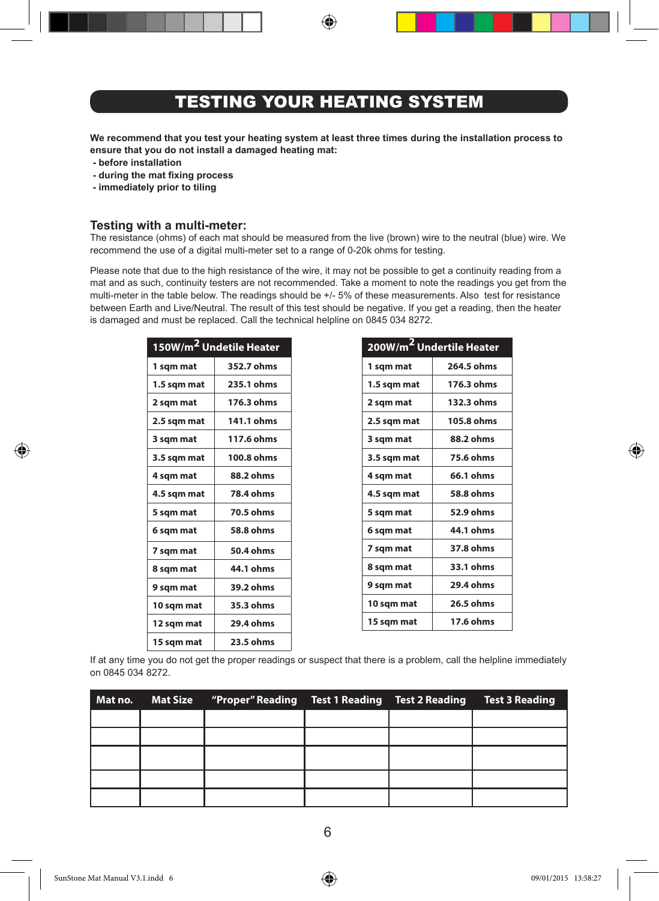# TESTING YOUR HEATING SYSTEM

**We recommend that you test your heating system at least three times during the installation process to ensure that you do not install a damaged heating mat:**

- **before installation**
- **during the mat fixing process**
- **immediately prior to tiling**

## Testing with a multi-meter:

The resistance (ohms) of each mat should be measured from the live (brown) wire to the neutral (blue) wire. We recommend the use of a digital multi-meter set to a range of 0-20k ohms for testing.

Please note that due to the high resistance of the wire, it may not be possible to get a continuity reading from a mat and as such, continuity testers are not recommended. Take a moment to note the readings you get from the multi-meter in the table below. The readings should be +/- 5% of these measurements. Also test for resistance between Earth and Live/Neutral. The result of this test should be negative. If you get a reading, then the heater is damaged and must be replaced. Call the technical helpline on 0845 034 8272.

| 150W/m$^2$ Undetile Heater | |
|---|---|
| 1 sqm mat | 352.7 ohms |
| 1.5 sqm mat | 235.1 ohms |
| 2 sqm mat | 176.3 ohms |
| 2.5 sqm mat | 141.1 ohms |
| 3 sqm mat | 117.6 ohms |
| 3.5 sqm mat | 100.8 ohms |
| 4 sqm mat | 88.2 ohms |
| 4.5 sqm mat | 78.4 ohms |
| 5 sqm mat | 70.5 ohms |
| 6 sqm mat | 58.8 ohms |
| 7 sqm mat | 50.4 ohms |
| 8 sqm mat | 44.1 ohms |
| 9 sqm mat | 39.2 ohms |
| 10 sqm mat | 35.3 ohms |
| 12 sqm mat | 29.4 ohms |
| 15 sqm mat | 23.5 ohms |

| 200W/m$^2$ Undertile Heater | |
|---|---|
| 1 sqm mat | 264.5 ohms |
| 1.5 sqm mat | 176.3 ohms |
| 2 sqm mat | 132.3 ohms |
| 2.5 sqm mat | 105.8 ohms |
| 3 sqm mat | 88.2 ohms |
| 3.5 sqm mat | 75.6 ohms |
| 4 sqm mat | 66.1 ohms |
| 4.5 sqm mat | 58.8 ohms |
| 5 sqm mat | 52.9 ohms |
| 6 sqm mat | 44.1 ohms |
| 7 sqm mat | 37.8 ohms |
| 8 sqm mat | 33.1 ohms |
| 9 sqm mat | 29.4 ohms |
| 10 sqm mat | 26.5 ohms |
| 15 sqm mat | 17.6 ohms |

If at any time you do not get the proper readings or suspect that there is a problem, call the helpline immediately on 0845 034 8272.

| Mat no. | Mat Size | "Proper" Reading | Test 1 Reading | Test 2 Reading | Test 3 Reading |
|---|---|---|---|---|---|
| | | | | | |
| | | | | | |
| | | | | | |
| | | | | | |
| | | | | | |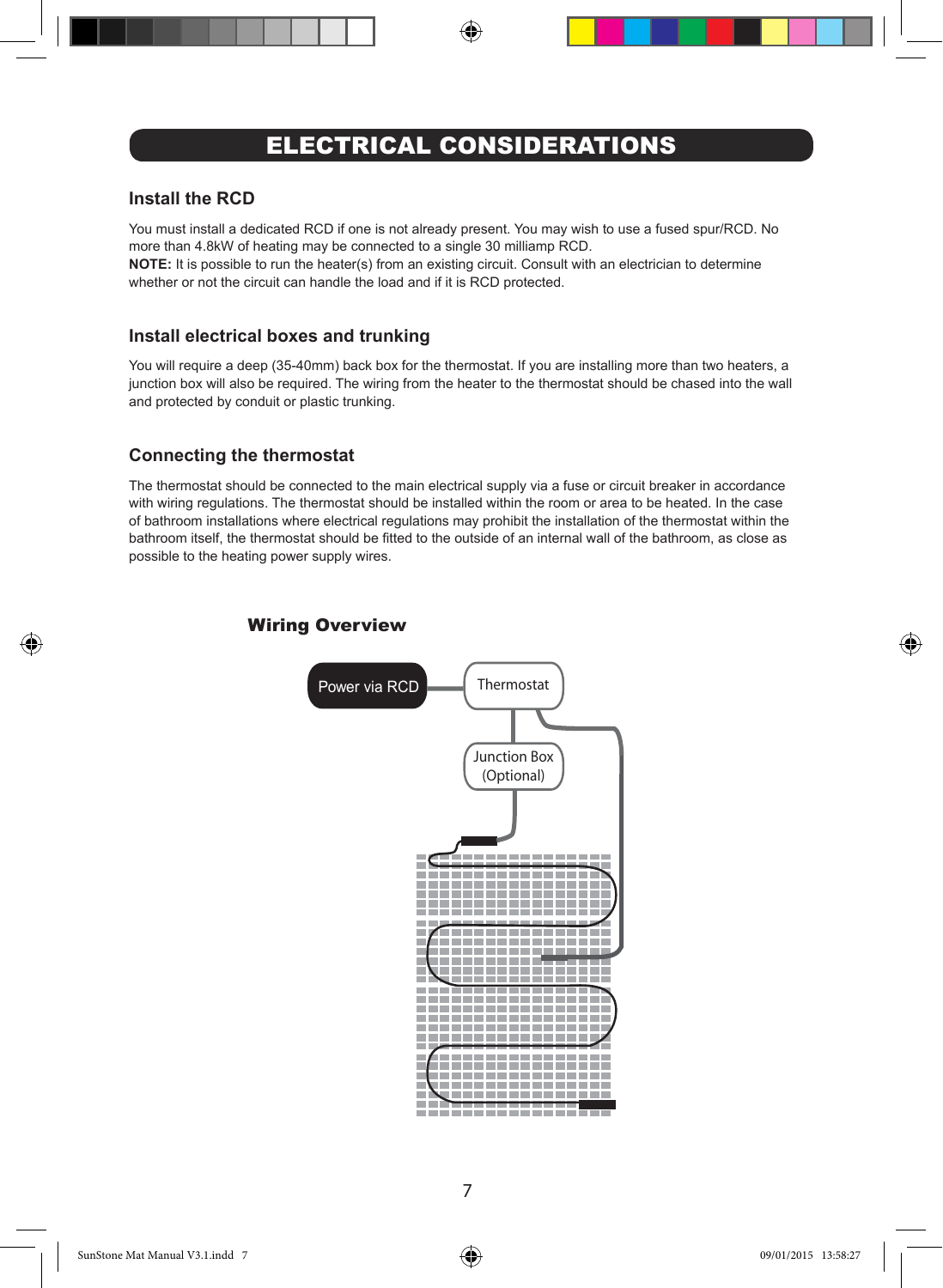# ELECTRICAL CONSIDERATIONS

## Install the RCD

You must install a dedicated RCD if one is not already present. You may wish to use a fused spur/RCD. No more than 4.8kW of heating may be connected to a single 30 milliamp RCD.
**NOTE:** It is possible to run the heater(s) from an existing circuit. Consult with an electrician to determine whether or not the circuit can handle the load and if it is RCD protected.

## Install electrical boxes and trunking

You will require a deep (35-40mm) back box for the thermostat. If you are installing more than two heaters, a junction box will also be required. The wiring from the heater to the thermostat should be chased into the wall and protected by conduit or plastic trunking.

## Connecting the thermostat

The thermostat should be connected to the main electrical supply via a fuse or circuit breaker in accordance with wiring regulations. The thermostat should be installed within the room or area to be heated. In the case of bathroom installations where electrical regulations may prohibit the installation of the thermostat within the bathroom itself, the thermostat should be fitted to the outside of an internal wall of the bathroom, as close as possible to the heating power supply wires.

### Wiring Overview

Power via RCD — Thermostat — Junction Box (Optional)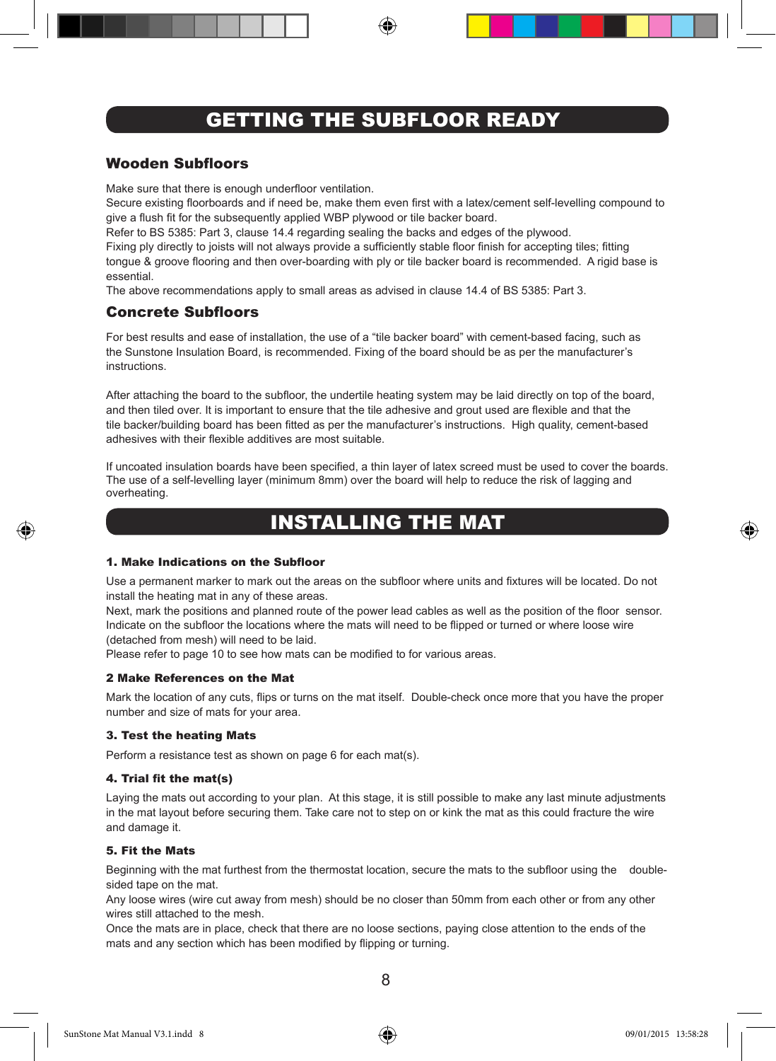# GETTING THE SUBFLOOR READY

## Wooden Subfloors

Make sure that there is enough underfloor ventilation.
Secure existing floorboards and if need be, make them even first with a latex/cement self-levelling compound to give a flush fit for the subsequently applied WBP plywood or tile backer board.
Refer to BS 5385: Part 3, clause 14.4 regarding sealing the backs and edges of the plywood.
Fixing ply directly to joists will not always provide a sufficiently stable floor finish for accepting tiles; fitting tongue & groove flooring and then over-boarding with ply or tile backer board is recommended. A rigid base is essential.
The above recommendations apply to small areas as advised in clause 14.4 of BS 5385: Part 3.

## Concrete Subfloors

For best results and ease of installation, the use of a “tile backer board” with cement-based facing, such as the Sunstone Insulation Board, is recommended. Fixing of the board should be as per the manufacturer’s instructions.

After attaching the board to the subfloor, the undertile heating system may be laid directly on top of the board, and then tiled over. It is important to ensure that the tile adhesive and grout used are flexible and that the tile backer/building board has been fitted as per the manufacturer’s instructions. High quality, cement-based adhesives with their flexible additives are most suitable.

If uncoated insulation boards have been specified, a thin layer of latex screed must be used to cover the boards. The use of a self-levelling layer (minimum 8mm) over the board will help to reduce the risk of lagging and overheating.

# INSTALLING THE MAT

### 1. Make Indications on the Subfloor

Use a permanent marker to mark out the areas on the subfloor where units and fixtures will be located. Do not install the heating mat in any of these areas.
Next, mark the positions and planned route of the power lead cables as well as the position of the floor sensor. Indicate on the subfloor the locations where the mats will need to be flipped or turned or where loose wire (detached from mesh) will need to be laid.
Please refer to page 10 to see how mats can be modified to for various areas.

### 2 Make References on the Mat

Mark the location of any cuts, flips or turns on the mat itself. Double-check once more that you have the proper number and size of mats for your area.

### 3. Test the heating Mats

Perform a resistance test as shown on page 6 for each mat(s).

### 4. Trial fit the mat(s)

Laying the mats out according to your plan. At this stage, it is still possible to make any last minute adjustments in the mat layout before securing them. Take care not to step on or kink the mat as this could fracture the wire and damage it.

### 5. Fit the Mats

Beginning with the mat furthest from the thermostat location, secure the mats to the subfloor using the double-sided tape on the mat.
Any loose wires (wire cut away from mesh) should be no closer than 50mm from each other or from any other wires still attached to the mesh.
Once the mats are in place, check that there are no loose sections, paying close attention to the ends of the mats and any section which has been modified by flipping or turning.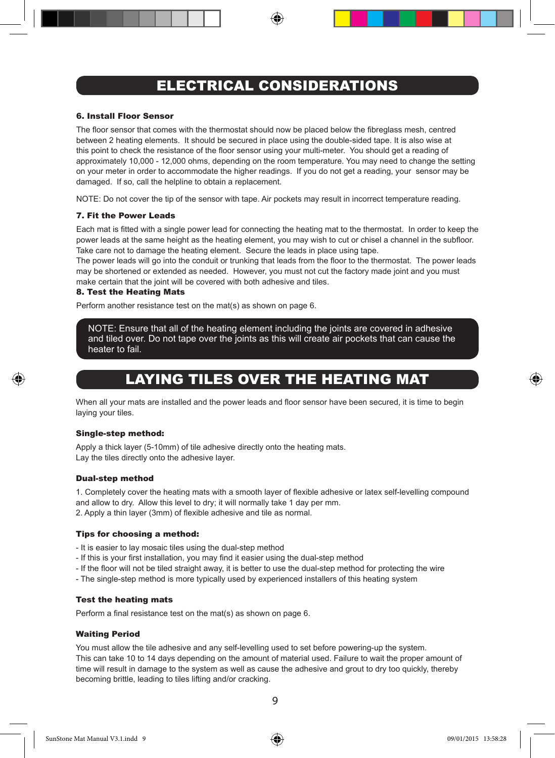## ELECTRICAL CONSIDERATIONS

### 6. Install Floor Sensor

The floor sensor that comes with the thermostat should now be placed below the fibreglass mesh, centred between 2 heating elements. It should be secured in place using the double-sided tape. It is also wise at this point to check the resistance of the floor sensor using your multi-meter. You should get a reading of approximately 10,000 - 12,000 ohms, depending on the room temperature. You may need to change the setting on your meter in order to accommodate the higher readings. If you do not get a reading, your sensor may be damaged. If so, call the helpline to obtain a replacement.

NOTE: Do not cover the tip of the sensor with tape. Air pockets may result in incorrect temperature reading.

### 7. Fit the Power Leads

Each mat is fitted with a single power lead for connecting the heating mat to the thermostat. In order to keep the power leads at the same height as the heating element, you may wish to cut or chisel a channel in the subfloor. Take care not to damage the heating element. Secure the leads in place using tape.
The power leads will go into the conduit or trunking that leads from the floor to the thermostat. The power leads may be shortened or extended as needed. However, you must not cut the factory made joint and you must make certain that the joint will be covered with both adhesive and tiles.

### 8. Test the Heating Mats

Perform another resistance test on the mat(s) as shown on page 6.

**NOTE: Ensure that all of the heating element including the joints are covered in adhesive and tiled over. Do not tape over the joints as this will create air pockets that can cause the heater to fail.**

## LAYING TILES OVER THE HEATING MAT

When all your mats are installed and the power leads and floor sensor have been secured, it is time to begin laying your tiles.

### Single-step method:

Apply a thick layer (5-10mm) of tile adhesive directly onto the heating mats.
Lay the tiles directly onto the adhesive layer.

### Dual-step method

1. Completely cover the heating mats with a smooth layer of flexible adhesive or latex self-levelling compound and allow to dry. Allow this level to dry; it will normally take 1 day per mm.
2. Apply a thin layer (3mm) of flexible adhesive and tile as normal.

### Tips for choosing a method:

- It is easier to lay mosaic tiles using the dual-step method
- If this is your first installation, you may find it easier using the dual-step method
- If the floor will not be tiled straight away, it is better to use the dual-step method for protecting the wire
- The single-step method is more typically used by experienced installers of this heating system

### Test the heating mats

Perform a final resistance test on the mat(s) as shown on page 6.

### Waiting Period

You must allow the tile adhesive and any self-levelling used to set before powering-up the system.
This can take 10 to 14 days depending on the amount of material used. Failure to wait the proper amount of time will result in damage to the system as well as cause the adhesive and grout to dry too quickly, thereby becoming brittle, leading to tiles lifting and/or cracking.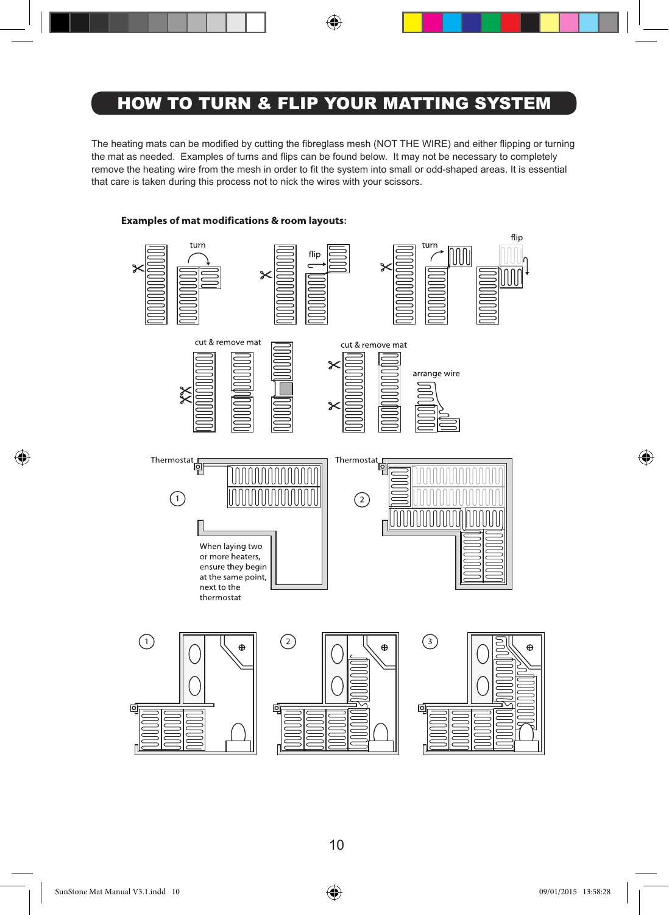# HOW TO TURN & FLIP YOUR MATTING SYSTEM

The heating mats can be modified by cutting the fibreglass mesh (NOT THE WIRE) and either flipping or turning the mat as needed. Examples of turns and flips can be found below. It may not be necessary to completely remove the heating wire from the mesh in order to fit the system into small or odd-shaped areas. It is essential that care is taken during this process not to nick the wires with your scissors.

**Examples of mat modifications & room layouts:**

turn

flip

turn

flip

cut & remove mat

cut & remove mat

arrange wire

Thermostat

1

When laying two or more heaters, ensure they begin at the same point, next to the thermostat

Thermostat

2

1

2

3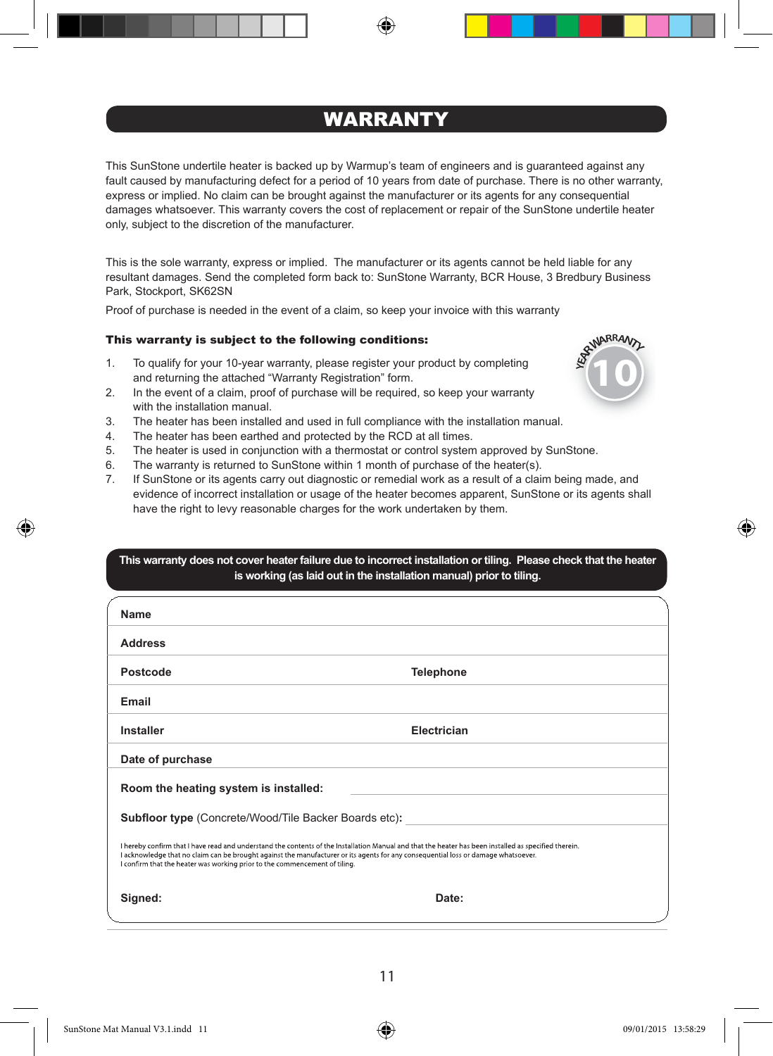# WARRANTY

This SunStone undertile heater is backed up by Warmup's team of engineers and is guaranteed against any fault caused by manufacturing defect for a period of 10 years from date of purchase. There is no other warranty, express or implied. No claim can be brought against the manufacturer or its agents for any consequential damages whatsoever. This warranty covers the cost of replacement or repair of the SunStone undertile heater only, subject to the discretion of the manufacturer.

This is the sole warranty, express or implied. The manufacturer or its agents cannot be held liable for any resultant damages. Send the completed form back to: SunStone Warranty, BCR House, 3 Bredbury Business Park, Stockport, SK62SN

Proof of purchase is needed in the event of a claim, so keep your invoice with this warranty

**This warranty is subject to the following conditions:**

10 YEAR WARRANTY

1. To qualify for your 10-year warranty, please register your product by completing and returning the attached "Warranty Registration" form.
2. In the event of a claim, proof of purchase will be required, so keep your warranty with the installation manual.
3. The heater has been installed and used in full compliance with the installation manual.
4. The heater has been earthed and protected by the RCD at all times.
5. The heater is used in conjunction with a thermostat or control system approved by SunStone.
6. The warranty is returned to SunStone within 1 month of purchase of the heater(s).
7. If SunStone or its agents carry out diagnostic or remedial work as a result of a claim being made, and evidence of incorrect installation or usage of the heater becomes apparent, SunStone or its agents shall have the right to levy reasonable charges for the work undertaken by them.

**This warranty does not cover heater failure due to incorrect installation or tiling. Please check that the heater is working (as laid out in the installation manual) prior to tiling.**

**Name**

**Address**

**Postcode** **Telephone**

**Email**

**Installer** **Electrician**

**Date of purchase**

**Room the heating system is installed:**

**Subfloor type** (Concrete/Wood/Tile Backer Boards etc)**:**

I hereby confirm that I have read and understand the contents of the Installation Manual and that the heater has been installed as specified therein.
I acknowledge that no claim can be brought against the manufacturer or its agents for any consequential loss or damage whatsoever.
I confirm that the heater was working prior to the commencement of tiling.

**Signed:** **Date:**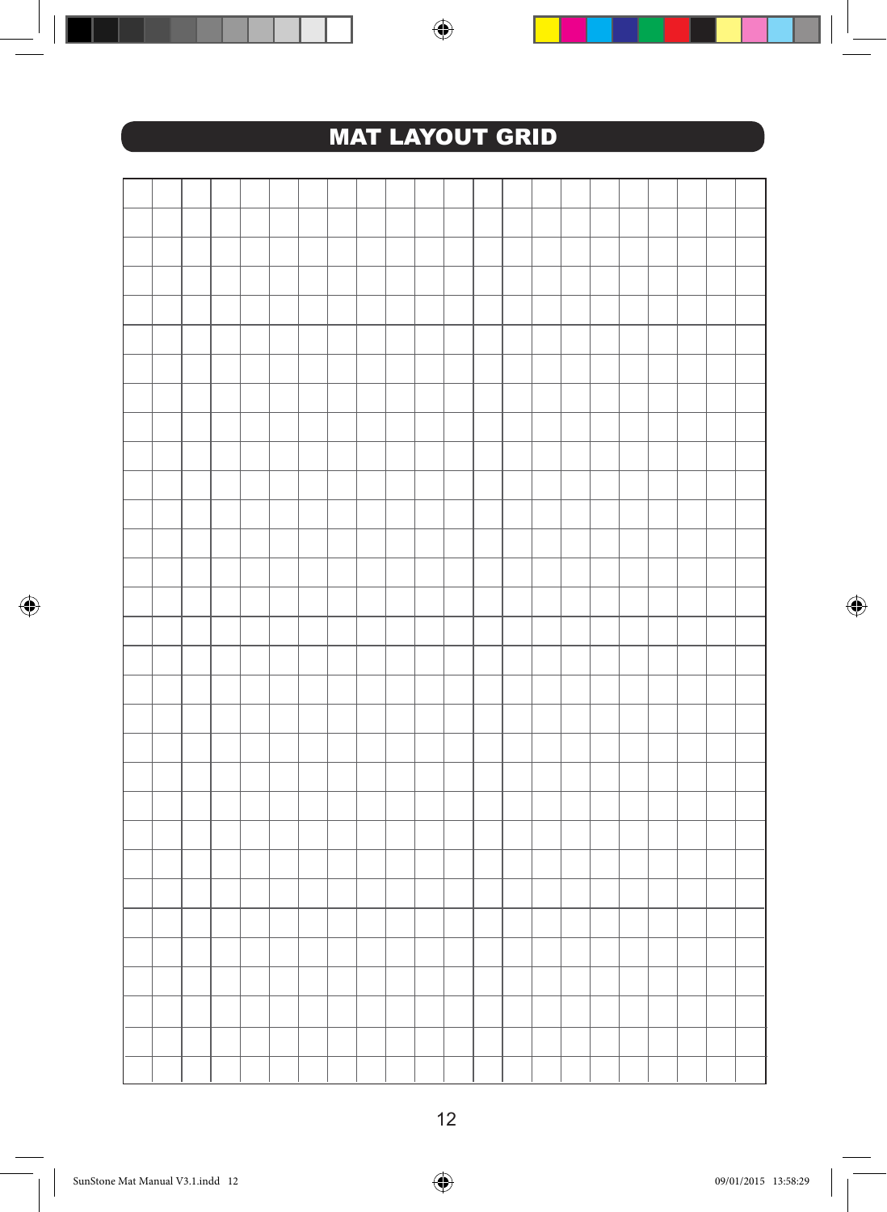# MAT LAYOUT GRID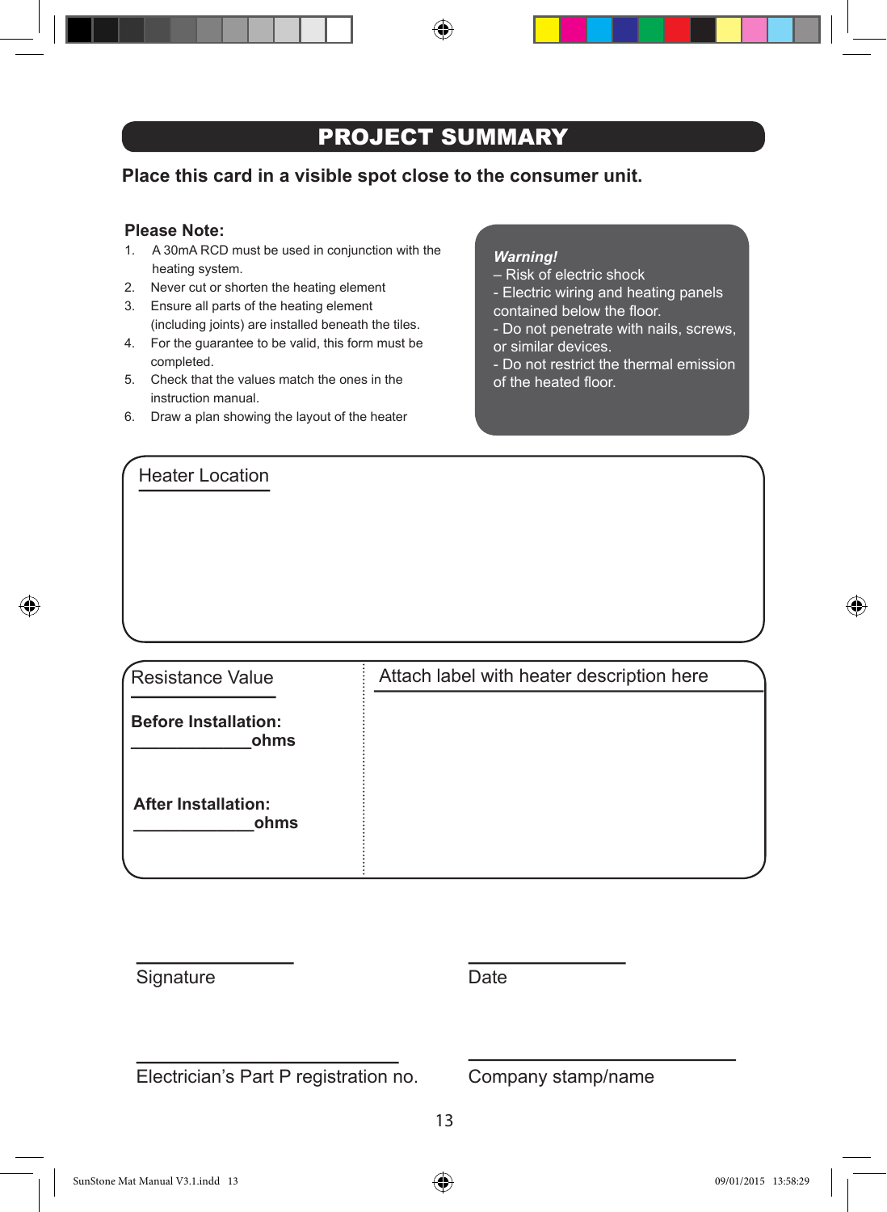# PROJECT SUMMARY

**Place this card in a visible spot close to the consumer unit.**

**Please Note:**

1. A 30mA RCD must be used in conjunction with the heating system.
2. Never cut or shorten the heating element
3. Ensure all parts of the heating element (including joints) are installed beneath the tiles.
4. For the guarantee to be valid, this form must be completed.
5. Check that the values match the ones in the instruction manual.
6. Draw a plan showing the layout of the heater

***Warning!***
– Risk of electric shock
- Electric wiring and heating panels contained below the floor.
- Do not penetrate with nails, screws, or similar devices.
- Do not restrict the thermal emission of the heated floor.

Heater Location

Resistance Value

**Before Installation:**
_____________**ohms**

**After Installation:**
_____________**ohms**

Attach label with heater description here

Signature

Date

Electrician's Part P registration no.

Company stamp/name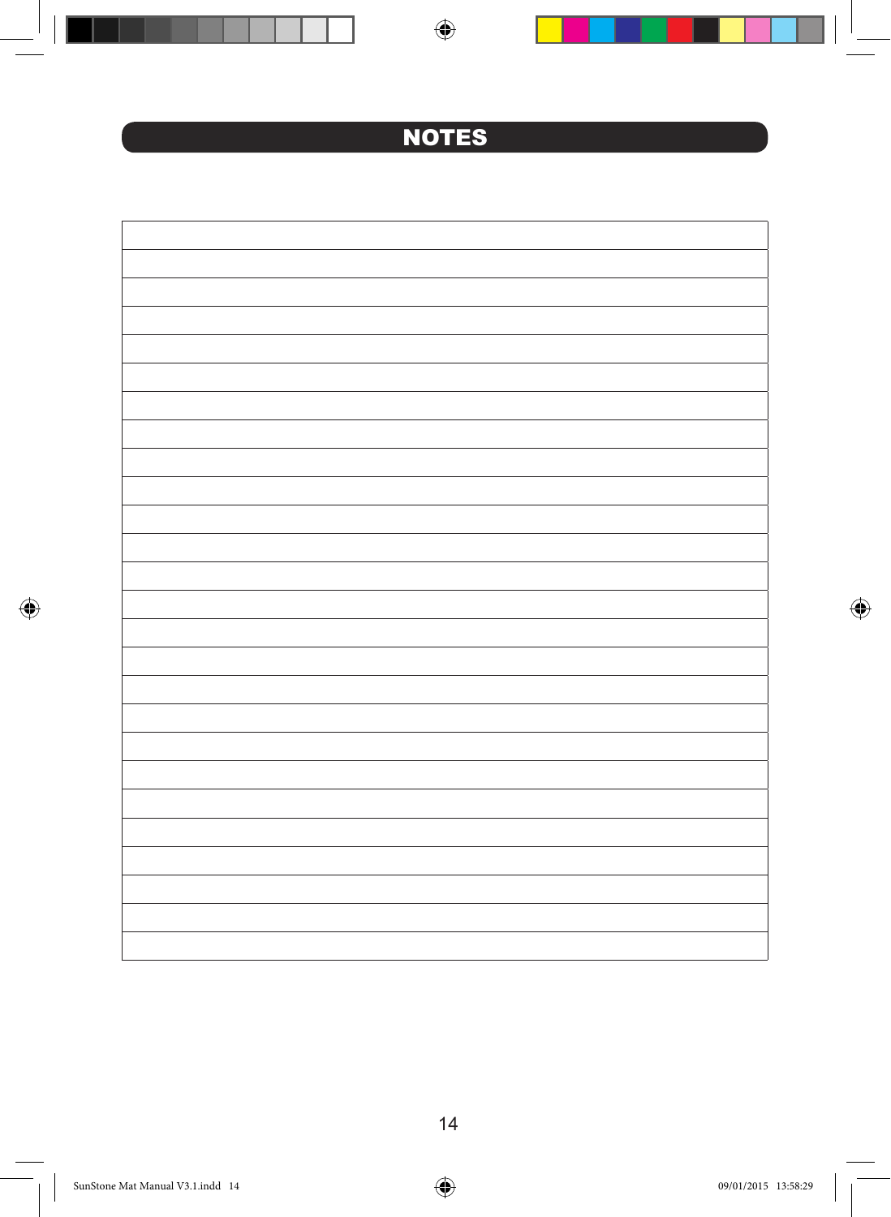# NOTES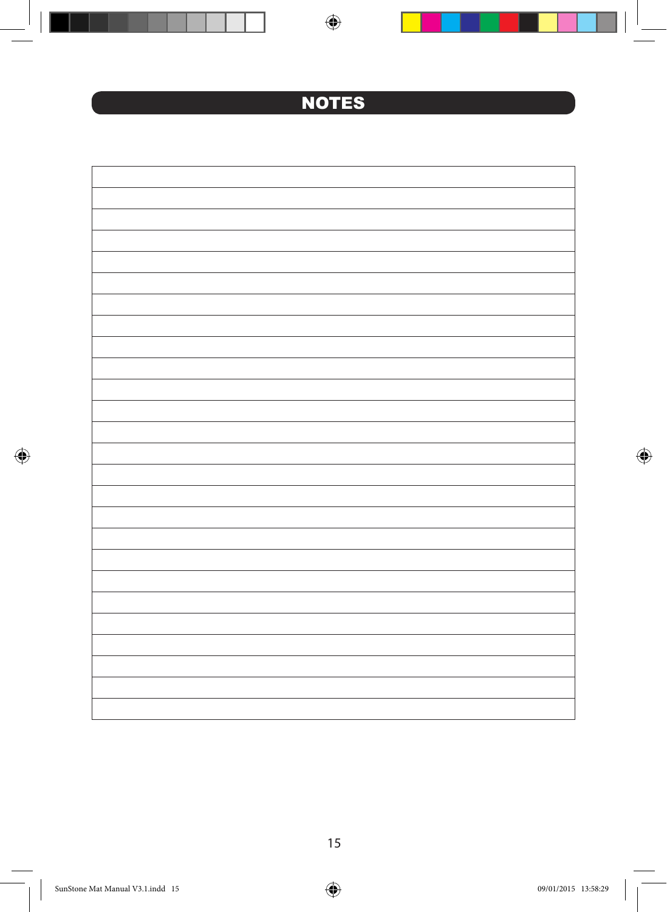# NOTES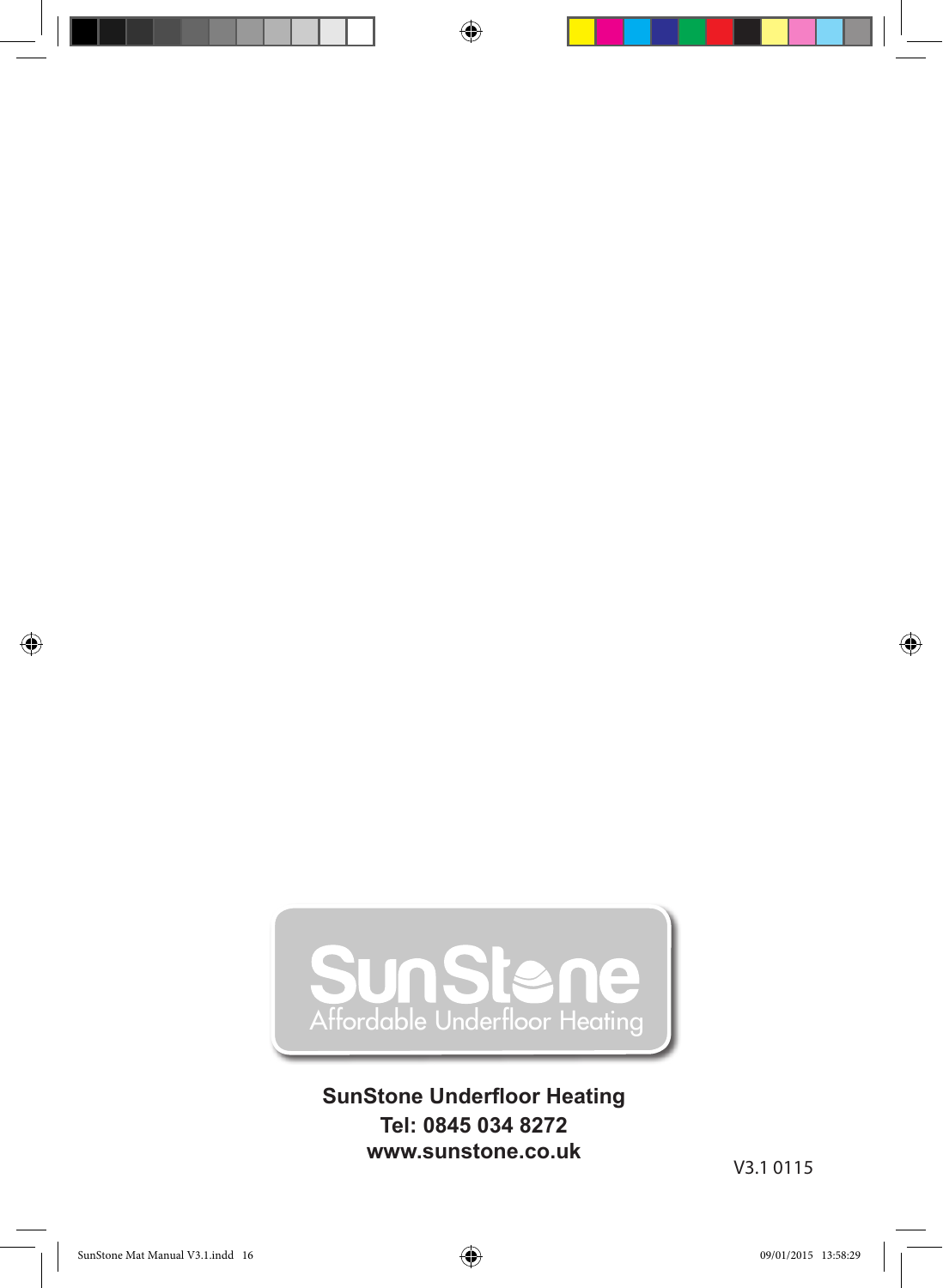SunStone

Affordable Underfloor Heating

**SunStone Underfloor Heating**

**Tel: 0845 034 8272**

**www.sunstone.co.uk**

V3.1 0115